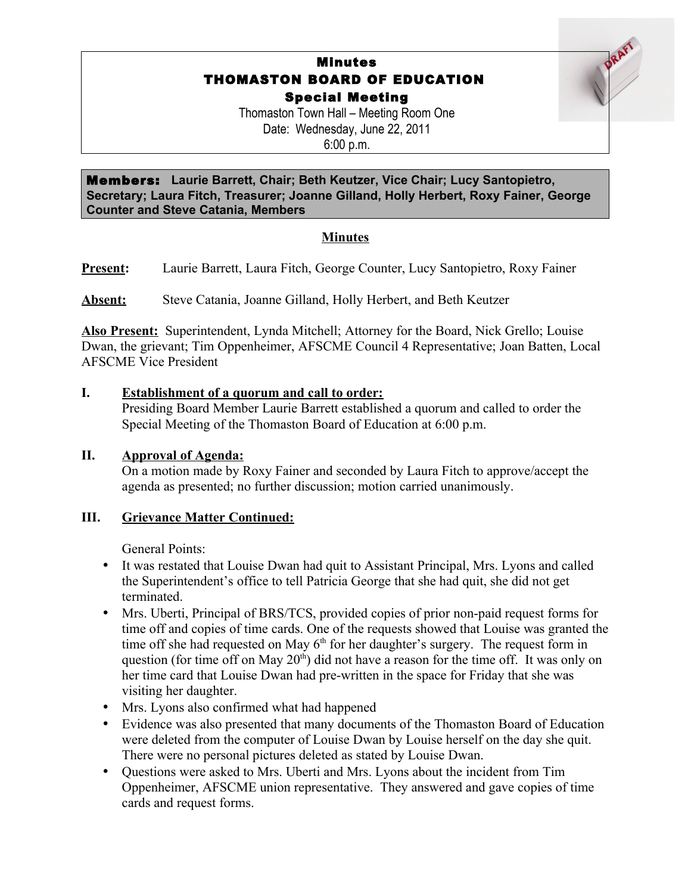# Minutes

# THOMASTON BOARD OF EDUCATION

## Special Meeting

Thomaston Town Hall – Meeting Room One
Date: Wednesday, June 22, 2011
6:00 p.m.

**Members:** **Laurie Barrett, Chair; Beth Keutzer, Vice Chair; Lucy Santopietro, Secretary; Laura Fitch, Treasurer; Joanne Gilland, Holly Herbert, Roxy Fainer, George Counter and Steve Catania, Members**

## Minutes

**Present:** Laurie Barrett, Laura Fitch, George Counter, Lucy Santopietro, Roxy Fainer

**Absent:** Steve Catania, Joanne Gilland, Holly Herbert, and Beth Keutzer

**Also Present:** Superintendent, Lynda Mitchell; Attorney for the Board, Nick Grello; Louise Dwan, the grievant; Tim Oppenheimer, AFSCME Council 4 Representative; Joan Batten, Local AFSCME Vice President

**I. Establishment of a quorum and call to order:**

Presiding Board Member Laurie Barrett established a quorum and called to order the Special Meeting of the Thomaston Board of Education at 6:00 p.m.

**II. Approval of Agenda:**

On a motion made by Roxy Fainer and seconded by Laura Fitch to approve/accept the agenda as presented; no further discussion; motion carried unanimously.

**III. Grievance Matter Continued:**

General Points:

- It was restated that Louise Dwan had quit to Assistant Principal, Mrs. Lyons and called the Superintendent's office to tell Patricia George that she had quit, she did not get terminated.
- Mrs. Uberti, Principal of BRS/TCS, provided copies of prior non-paid request forms for time off and copies of time cards. One of the requests showed that Louise was granted the time off she had requested on May 6th for her daughter's surgery. The request form in question (for time off on May 20th) did not have a reason for the time off. It was only on her time card that Louise Dwan had pre-written in the space for Friday that she was visiting her daughter.
- Mrs. Lyons also confirmed what had happened
- Evidence was also presented that many documents of the Thomaston Board of Education were deleted from the computer of Louise Dwan by Louise herself on the day she quit. There were no personal pictures deleted as stated by Louise Dwan.
- Questions were asked to Mrs. Uberti and Mrs. Lyons about the incident from Tim Oppenheimer, AFSCME union representative. They answered and gave copies of time cards and request forms.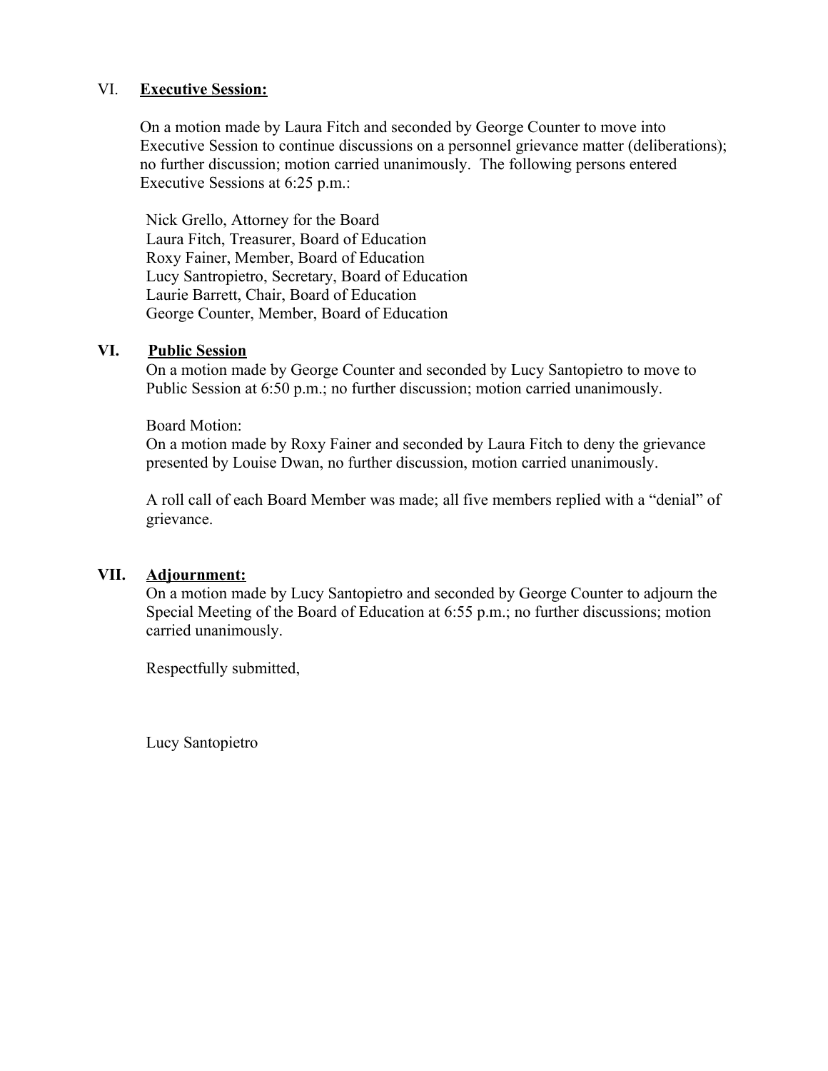VI. **Executive Session:**

On a motion made by Laura Fitch and seconded by George Counter to move into Executive Session to continue discussions on a personnel grievance matter (deliberations); no further discussion; motion carried unanimously. The following persons entered Executive Sessions at 6:25 p.m.:

Nick Grello, Attorney for the Board
Laura Fitch, Treasurer, Board of Education
Roxy Fainer, Member, Board of Education
Lucy Santropietro, Secretary, Board of Education
Laurie Barrett, Chair, Board of Education
George Counter, Member, Board of Education

**VI. Public Session**

On a motion made by George Counter and seconded by Lucy Santopietro to move to Public Session at 6:50 p.m.; no further discussion; motion carried unanimously.

Board Motion:
On a motion made by Roxy Fainer and seconded by Laura Fitch to deny the grievance presented by Louise Dwan, no further discussion, motion carried unanimously.

A roll call of each Board Member was made; all five members replied with a "denial" of grievance.

**VII. Adjournment:**

On a motion made by Lucy Santopietro and seconded by George Counter to adjourn the Special Meeting of the Board of Education at 6:55 p.m.; no further discussions; motion carried unanimously.

Respectfully submitted,

Lucy Santopietro